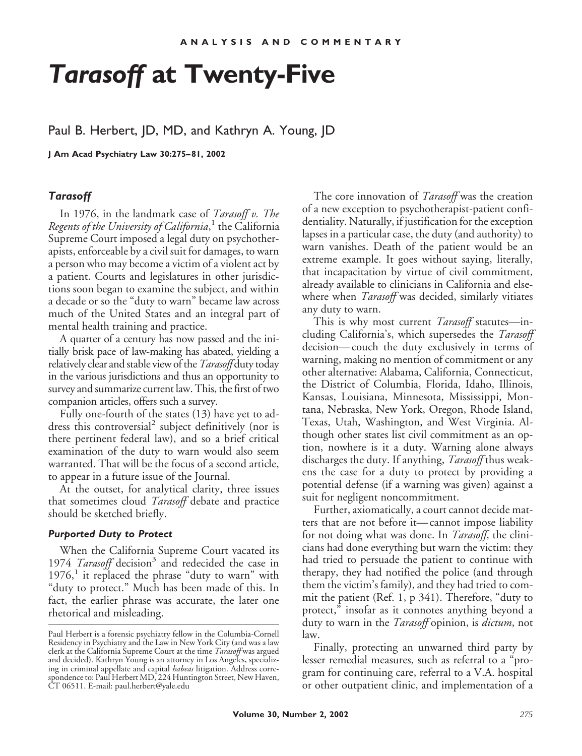ANALYSIS AND COMMENTARY

# *Tarasoff* at Twenty-Five

Paul B. Herbert, JD, MD, and Kathryn A. Young, JD

**J Am Acad Psychiatry Law 30:275–81, 2002**

## *Tarasoff*

In 1976, in the landmark case of *Tarasoff v. The Regents of the University of California*,[1] the California Supreme Court imposed a legal duty on psychotherapists, enforceable by a civil suit for damages, to warn a person who may become a victim of a violent act by a patient. Courts and legislatures in other jurisdictions soon began to examine the subject, and within a decade or so the "duty to warn" became law across much of the United States and an integral part of mental health training and practice.

A quarter of a century has now passed and the initially brisk pace of law-making has abated, yielding a relatively clear and stable view of the *Tarasoff* duty today in the various jurisdictions and thus an opportunity to survey and summarize current law. This, the first of two companion articles, offers such a survey.

Fully one-fourth of the states (13) have yet to address this controversial[2] subject definitively (nor is there pertinent federal law), and so a brief critical examination of the duty to warn would also seem warranted. That will be the focus of a second article, to appear in a future issue of the Journal.

At the outset, for analytical clarity, three issues that sometimes cloud *Tarasoff* debate and practice should be sketched briefly.

### *Purported Duty to Protect*

When the California Supreme Court vacated its 1974 *Tarasoff* decision[3] and redecided the case in 1976,[1] it replaced the phrase "duty to warn" with "duty to protect." Much has been made of this. In fact, the earlier phrase was accurate, the later one rhetorical and misleading.

The core innovation of *Tarasoff* was the creation of a new exception to psychotherapist-patient confidentiality. Naturally, if justification for the exception lapses in a particular case, the duty (and authority) to warn vanishes. Death of the patient would be an extreme example. It goes without saying, literally, that incapacitation by virtue of civil commitment, already available to clinicians in California and elsewhere when *Tarasoff* was decided, similarly vitiates any duty to warn.

This is why most current *Tarasoff* statutes—including California's, which supersedes the *Tarasoff* decision—couch the duty exclusively in terms of warning, making no mention of commitment or any other alternative: Alabama, California, Connecticut, the District of Columbia, Florida, Idaho, Illinois, Kansas, Louisiana, Minnesota, Mississippi, Montana, Nebraska, New York, Oregon, Rhode Island, Texas, Utah, Washington, and West Virginia. Although other states list civil commitment as an option, nowhere is it a duty. Warning alone always discharges the duty. If anything, *Tarasoff* thus weakens the case for a duty to protect by providing a potential defense (if a warning was given) against a suit for negligent noncommitment.

Further, axiomatically, a court cannot decide matters that are not before it—cannot impose liability for not doing what was done. In *Tarasoff*, the clinicians had done everything but warn the victim: they had tried to persuade the patient to continue with therapy, they had notified the police (and through them the victim's family), and they had tried to commit the patient (Ref. 1, p 341). Therefore, "duty to protect," insofar as it connotes anything beyond a duty to warn in the *Tarasoff* opinion, is *dictum*, not law.

Finally, protecting an unwarned third party by lesser remedial measures, such as referral to a "program for continuing care, referral to a V.A. hospital or other outpatient clinic, and implementation of a

Paul Herbert is a forensic psychiatry fellow in the Columbia-Cornell Residency in Psychiatry and the Law in New York City (and was a law clerk at the California Supreme Court at the time *Tarasoff* was argued and decided). Kathryn Young is an attorney in Los Angeles, specializing in criminal appellate and capital *habeas* litigation. Address correspondence to: Paul Herbert MD, 224 Huntington Street, New Haven, CT 06511. E-mail: paul.herbert@yale.edu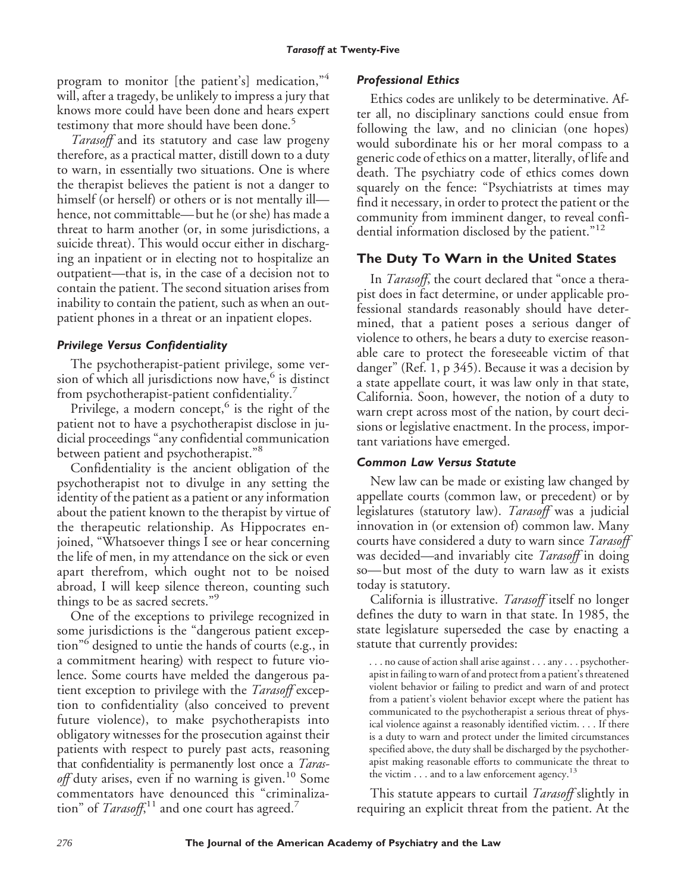program to monitor [the patient's] medication,"[4] will, after a tragedy, be unlikely to impress a jury that knows more could have been done and hears expert testimony that more should have been done.[5]

*Tarasoff* and its statutory and case law progeny therefore, as a practical matter, distill down to a duty to warn, in essentially two situations. One is where the therapist believes the patient is not a danger to himself (or herself) or others or is not mentally ill—hence, not committable—but he (or she) has made a threat to harm another (or, in some jurisdictions, a suicide threat). This would occur either in discharging an inpatient or in electing not to hospitalize an outpatient—that is, in the case of a decision not to contain the patient. The second situation arises from inability to contain the patient, such as when an outpatient phones in a threat or an inpatient elopes.

### *Privilege Versus Confidentiality*

The psychotherapist-patient privilege, some version of which all jurisdictions now have,[6] is distinct from psychotherapist-patient confidentiality.[7]

Privilege, a modern concept,[6] is the right of the patient not to have a psychotherapist disclose in judicial proceedings "any confidential communication between patient and psychotherapist."[8]

Confidentiality is the ancient obligation of the psychotherapist not to divulge in any setting the identity of the patient as a patient or any information about the patient known to the therapist by virtue of the therapeutic relationship. As Hippocrates enjoined, "Whatsoever things I see or hear concerning the life of men, in my attendance on the sick or even apart therefrom, which ought not to be noised abroad, I will keep silence thereon, counting such things to be as sacred secrets."[9]

One of the exceptions to privilege recognized in some jurisdictions is the "dangerous patient exception"[6] designed to untie the hands of courts (e.g., in a commitment hearing) with respect to future violence. Some courts have melded the dangerous patient exception to privilege with the *Tarasoff* exception to confidentiality (also conceived to prevent future violence), to make psychotherapists into obligatory witnesses for the prosecution against their patients with respect to purely past acts, reasoning that confidentiality is permanently lost once a *Tarasoff* duty arises, even if no warning is given.[10] Some commentators have denounced this "criminalization" of *Tarasoff*,[11] and one court has agreed.[7]

### *Professional Ethics*

Ethics codes are unlikely to be determinative. After all, no disciplinary sanctions could ensue from following the law, and no clinician (one hopes) would subordinate his or her moral compass to a generic code of ethics on a matter, literally, of life and death. The psychiatry code of ethics comes down squarely on the fence: "Psychiatrists at times may find it necessary, in order to protect the patient or the community from imminent danger, to reveal confidential information disclosed by the patient."[12]

## The Duty To Warn in the United States

In *Tarasoff*, the court declared that "once a therapist does in fact determine, or under applicable professional standards reasonably should have determined, that a patient poses a serious danger of violence to others, he bears a duty to exercise reasonable care to protect the foreseeable victim of that danger" (Ref. 1, p 345). Because it was a decision by a state appellate court, it was law only in that state, California. Soon, however, the notion of a duty to warn crept across most of the nation, by court decisions or legislative enactment. In the process, important variations have emerged.

### *Common Law Versus Statute*

New law can be made or existing law changed by appellate courts (common law, or precedent) or by legislatures (statutory law). *Tarasoff* was a judicial innovation in (or extension of) common law. Many courts have considered a duty to warn since *Tarasoff* was decided—and invariably cite *Tarasoff* in doing so—but most of the duty to warn law as it exists today is statutory.

California is illustrative. *Tarasoff* itself no longer defines the duty to warn in that state. In 1985, the state legislature superseded the case by enacting a statute that currently provides:

> . . . no cause of action shall arise against . . . any . . . psychotherapist in failing to warn of and protect from a patient's threatened violent behavior or failing to predict and warn of and protect from a patient's violent behavior except where the patient has communicated to the psychotherapist a serious threat of physical violence against a reasonably identified victim. . . . If there is a duty to warn and protect under the limited circumstances specified above, the duty shall be discharged by the psychotherapist making reasonable efforts to communicate the threat to the victim . . . and to a law enforcement agency.[13]

This statute appears to curtail *Tarasoff* slightly in requiring an explicit threat from the patient. At the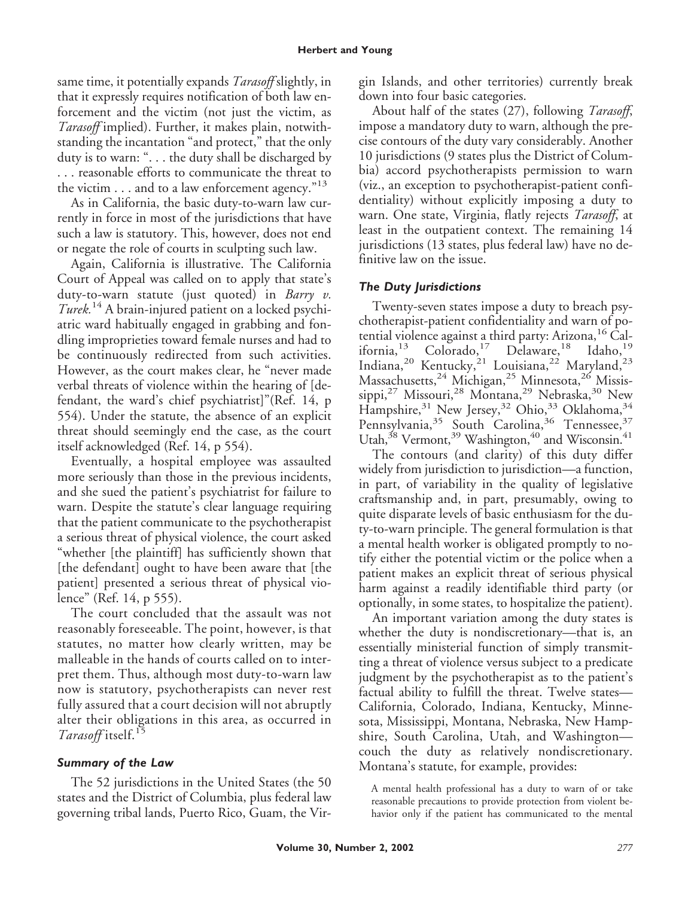same time, it potentially expands *Tarasoff* slightly, in that it expressly requires notification of both law enforcement and the victim (not just the victim, as *Tarasoff* implied). Further, it makes plain, notwithstanding the incantation "and protect," that the only duty is to warn: ". . . the duty shall be discharged by . . . reasonable efforts to communicate the threat to the victim . . . and to a law enforcement agency."[13]

As in California, the basic duty-to-warn law currently in force in most of the jurisdictions that have such a law is statutory. This, however, does not end or negate the role of courts in sculpting such law.

Again, California is illustrative. The California Court of Appeal was called on to apply that state's duty-to-warn statute (just quoted) in *Barry v. Turek.*[14] A brain-injured patient on a locked psychiatric ward habitually engaged in grabbing and fondling improprieties toward female nurses and had to be continuously redirected from such activities. However, as the court makes clear, he "never made verbal threats of violence within the hearing of [defendant, the ward's chief psychiatrist]"(Ref. 14, p 554). Under the statute, the absence of an explicit threat should seemingly end the case, as the court itself acknowledged (Ref. 14, p 554).

Eventually, a hospital employee was assaulted more seriously than those in the previous incidents, and she sued the patient's psychiatrist for failure to warn. Despite the statute's clear language requiring that the patient communicate to the psychotherapist a serious threat of physical violence, the court asked "whether [the plaintiff] has sufficiently shown that [the defendant] ought to have been aware that [the patient] presented a serious threat of physical violence" (Ref. 14, p 555).

The court concluded that the assault was not reasonably foreseeable. The point, however, is that statutes, no matter how clearly written, may be malleable in the hands of courts called on to interpret them. Thus, although most duty-to-warn law now is statutory, psychotherapists can never rest fully assured that a court decision will not abruptly alter their obligations in this area, as occurred in *Tarasoff* itself.[15]

### *Summary of the Law*

The 52 jurisdictions in the United States (the 50 states and the District of Columbia, plus federal law governing tribal lands, Puerto Rico, Guam, the Virgin Islands, and other territories) currently break down into four basic categories.

About half of the states (27), following *Tarasoff*, impose a mandatory duty to warn, although the precise contours of the duty vary considerably. Another 10 jurisdictions (9 states plus the District of Columbia) accord psychotherapists permission to warn (viz., an exception to psychotherapist-patient confidentiality) without explicitly imposing a duty to warn. One state, Virginia, flatly rejects *Tarasoff*, at least in the outpatient context. The remaining 14 jurisdictions (13 states, plus federal law) have no definitive law on the issue.

### *The Duty Jurisdictions*

Twenty-seven states impose a duty to breach psychotherapist-patient confidentiality and warn of potential violence against a third party: Arizona,[16] California,[13] Colorado,[17] Delaware,[18] Idaho,[19] Indiana,[20] Kentucky,[21] Louisiana,[22] Maryland,[23] Massachusetts,[24] Michigan,[25] Minnesota,[26] Mississippi,[27] Missouri,[28] Montana,[29] Nebraska,[30] New Hampshire,[31] New Jersey,[32] Ohio,[33] Oklahoma,[34] Pennsylvania,[35] South Carolina,[36] Tennessee,[37] Utah,[38] Vermont,[39] Washington,[40] and Wisconsin.[41]

The contours (and clarity) of this duty differ widely from jurisdiction to jurisdiction—a function, in part, of variability in the quality of legislative craftsmanship and, in part, presumably, owing to quite disparate levels of basic enthusiasm for the duty-to-warn principle. The general formulation is that a mental health worker is obligated promptly to notify either the potential victim or the police when a patient makes an explicit threat of serious physical harm against a readily identifiable third party (or optionally, in some states, to hospitalize the patient).

An important variation among the duty states is whether the duty is nondiscretionary—that is, an essentially ministerial function of simply transmitting a threat of violence versus subject to a predicate judgment by the psychotherapist as to the patient's factual ability to fulfill the threat. Twelve states—California, Colorado, Indiana, Kentucky, Minnesota, Mississippi, Montana, Nebraska, New Hampshire, South Carolina, Utah, and Washington—couch the duty as relatively nondiscretionary. Montana's statute, for example, provides:

> A mental health professional has a duty to warn of or take reasonable precautions to provide protection from violent behavior only if the patient has communicated to the mental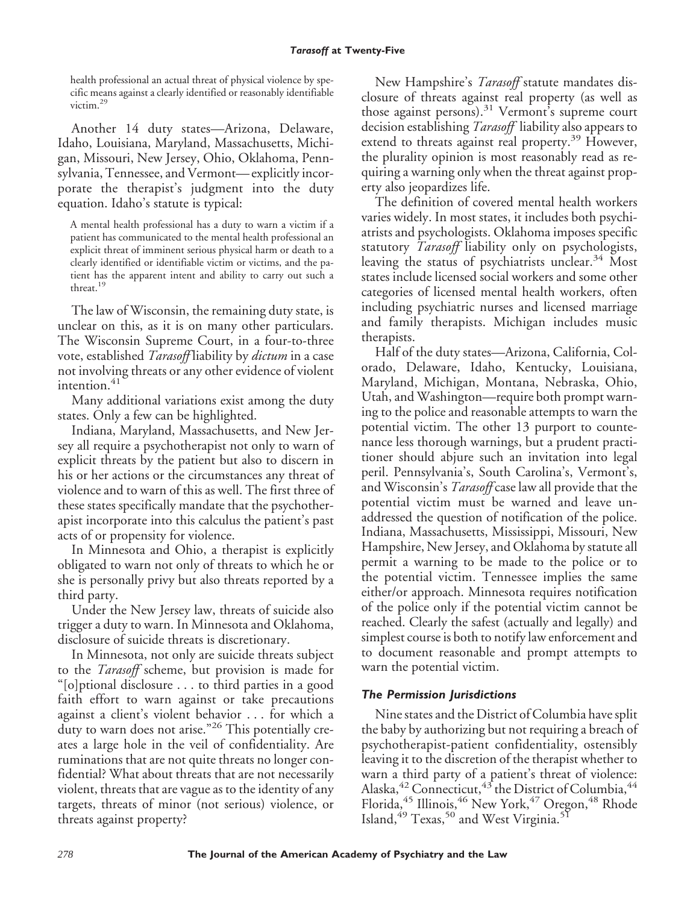health professional an actual threat of physical violence by specific means against a clearly identified or reasonably identifiable victim.[29]

Another 14 duty states—Arizona, Delaware, Idaho, Louisiana, Maryland, Massachusetts, Michigan, Missouri, New Jersey, Ohio, Oklahoma, Pennsylvania, Tennessee, and Vermont—explicitly incorporate the therapist's judgment into the duty equation. Idaho's statute is typical:

> A mental health professional has a duty to warn a victim if a patient has communicated to the mental health professional an explicit threat of imminent serious physical harm or death to a clearly identified or identifiable victim or victims, and the patient has the apparent intent and ability to carry out such a threat.[19]

The law of Wisconsin, the remaining duty state, is unclear on this, as it is on many other particulars. The Wisconsin Supreme Court, in a four-to-three vote, established *Tarasoff* liability by *dictum* in a case not involving threats or any other evidence of violent intention.[41]

Many additional variations exist among the duty states. Only a few can be highlighted.

Indiana, Maryland, Massachusetts, and New Jersey all require a psychotherapist not only to warn of explicit threats by the patient but also to discern in his or her actions or the circumstances any threat of violence and to warn of this as well. The first three of these states specifically mandate that the psychotherapist incorporate into this calculus the patient's past acts of or propensity for violence.

In Minnesota and Ohio, a therapist is explicitly obligated to warn not only of threats to which he or she is personally privy but also threats reported by a third party.

Under the New Jersey law, threats of suicide also trigger a duty to warn. In Minnesota and Oklahoma, disclosure of suicide threats is discretionary.

In Minnesota, not only are suicide threats subject to the *Tarasoff* scheme, but provision is made for "[o]ptional disclosure . . . to third parties in a good faith effort to warn against or take precautions against a client's violent behavior . . . for which a duty to warn does not arise."[26] This potentially creates a large hole in the veil of confidentiality. Are ruminations that are not quite threats no longer confidential? What about threats that are not necessarily violent, threats that are vague as to the identity of any targets, threats of minor (not serious) violence, or threats against property?

New Hampshire's *Tarasoff* statute mandates disclosure of threats against real property (as well as those against persons).[31] Vermont's supreme court decision establishing *Tarasoff* liability also appears to extend to threats against real property.[39] However, the plurality opinion is most reasonably read as requiring a warning only when the threat against property also jeopardizes life.

The definition of covered mental health workers varies widely. In most states, it includes both psychiatrists and psychologists. Oklahoma imposes specific statutory *Tarasoff* liability only on psychologists, leaving the status of psychiatrists unclear.[34] Most states include licensed social workers and some other categories of licensed mental health workers, often including psychiatric nurses and licensed marriage and family therapists. Michigan includes music therapists.

Half of the duty states—Arizona, California, Colorado, Delaware, Idaho, Kentucky, Louisiana, Maryland, Michigan, Montana, Nebraska, Ohio, Utah, and Washington—require both prompt warning to the police and reasonable attempts to warn the potential victim. The other 13 purport to countenance less thorough warnings, but a prudent practitioner should abjure such an invitation into legal peril. Pennsylvania's, South Carolina's, Vermont's, and Wisconsin's *Tarasoff* case law all provide that the potential victim must be warned and leave unaddressed the question of notification of the police. Indiana, Massachusetts, Mississippi, Missouri, New Hampshire, New Jersey, and Oklahoma by statute all permit a warning to be made to the police or to the potential victim. Tennessee implies the same either/or approach. Minnesota requires notification of the police only if the potential victim cannot be reached. Clearly the safest (actually and legally) and simplest course is both to notify law enforcement and to document reasonable and prompt attempts to warn the potential victim.

### *The Permission Jurisdictions*

Nine states and the District of Columbia have split the baby by authorizing but not requiring a breach of psychotherapist-patient confidentiality, ostensibly leaving it to the discretion of the therapist whether to warn a third party of a patient's threat of violence: Alaska,[42] Connecticut,[43] the District of Columbia,[44] Florida,[45] Illinois,[46] New York,[47] Oregon,[48] Rhode Island,[49] Texas,[50] and West Virginia.[51]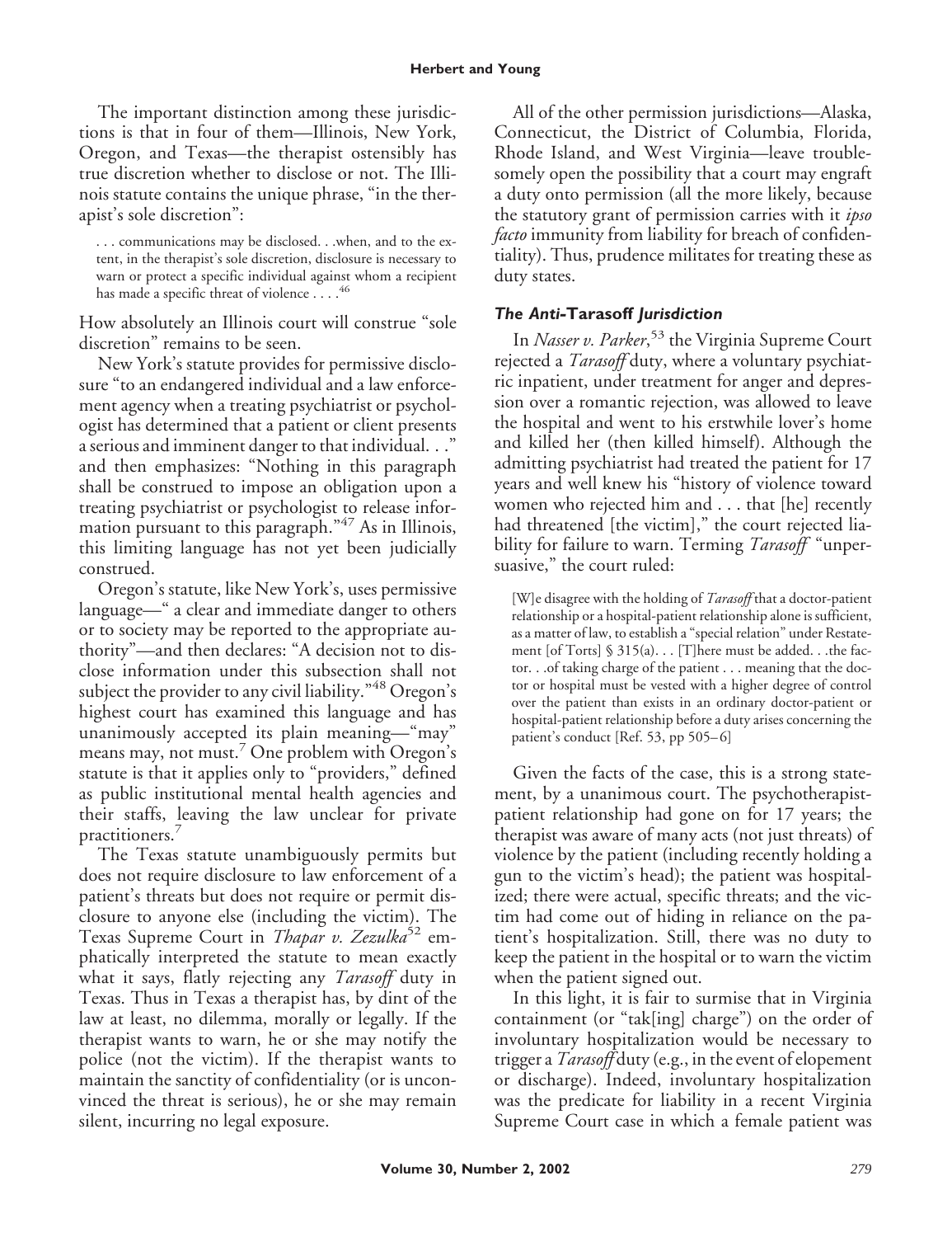The important distinction among these jurisdictions is that in four of them—Illinois, New York, Oregon, and Texas—the therapist ostensibly has true discretion whether to disclose or not. The Illinois statute contains the unique phrase, "in the therapist's sole discretion":

> . . . communications may be disclosed. . .when, and to the extent, in the therapist's sole discretion, disclosure is necessary to warn or protect a specific individual against whom a recipient has made a specific threat of violence . . . .[46]

How absolutely an Illinois court will construe "sole discretion" remains to be seen.

New York's statute provides for permissive disclosure "to an endangered individual and a law enforcement agency when a treating psychiatrist or psychologist has determined that a patient or client presents a serious and imminent danger to that individual. . ." and then emphasizes: "Nothing in this paragraph shall be construed to impose an obligation upon a treating psychiatrist or psychologist to release information pursuant to this paragraph."[47] As in Illinois, this limiting language has not yet been judicially construed.

Oregon's statute, like New York's, uses permissive language—" a clear and immediate danger to others or to society may be reported to the appropriate authority"—and then declares: "A decision not to disclose information under this subsection shall not subject the provider to any civil liability."[48] Oregon's highest court has examined this language and has unanimously accepted its plain meaning—"may" means may, not must.[7] One problem with Oregon's statute is that it applies only to "providers," defined as public institutional mental health agencies and their staffs, leaving the law unclear for private practitioners.[7]

The Texas statute unambiguously permits but does not require disclosure to law enforcement of a patient's threats but does not require or permit disclosure to anyone else (including the victim). The Texas Supreme Court in *Thapar v. Zezulka*[52] emphatically interpreted the statute to mean exactly what it says, flatly rejecting any *Tarasoff* duty in Texas. Thus in Texas a therapist has, by dint of the law at least, no dilemma, morally or legally. If the therapist wants to warn, he or she may notify the police (not the victim). If the therapist wants to maintain the sanctity of confidentiality (or is unconvinced the threat is serious), he or she may remain silent, incurring no legal exposure.

All of the other permission jurisdictions—Alaska, Connecticut, the District of Columbia, Florida, Rhode Island, and West Virginia—leave troublesomely open the possibility that a court may engraft a duty onto permission (all the more likely, because the statutory grant of permission carries with it *ipso facto* immunity from liability for breach of confidentiality). Thus, prudence militates for treating these as duty states.

### *The Anti-Tarasoff Jurisdiction*

In *Nasser v. Parker*,[53] the Virginia Supreme Court rejected a *Tarasoff* duty, where a voluntary psychiatric inpatient, under treatment for anger and depression over a romantic rejection, was allowed to leave the hospital and went to his erstwhile lover's home and killed her (then killed himself). Although the admitting psychiatrist had treated the patient for 17 years and well knew his "history of violence toward women who rejected him and . . . that [he] recently had threatened [the victim]," the court rejected liability for failure to warn. Terming *Tarasoff* "unpersuasive," the court ruled:

> [W]e disagree with the holding of *Tarasoff* that a doctor-patient relationship or a hospital-patient relationship alone is sufficient, as a matter of law, to establish a "special relation" under Restatement [of Torts] § 315(a). . . [T]here must be added. . .the factor. . .of taking charge of the patient . . . meaning that the doctor or hospital must be vested with a higher degree of control over the patient than exists in an ordinary doctor-patient or hospital-patient relationship before a duty arises concerning the patient's conduct [Ref. 53, pp 505–6]

Given the facts of the case, this is a strong statement, by a unanimous court. The psychotherapist-patient relationship had gone on for 17 years; the therapist was aware of many acts (not just threats) of violence by the patient (including recently holding a gun to the victim's head); the patient was hospitalized; there were actual, specific threats; and the victim had come out of hiding in reliance on the patient's hospitalization. Still, there was no duty to keep the patient in the hospital or to warn the victim when the patient signed out.

In this light, it is fair to surmise that in Virginia containment (or "tak[ing] charge") on the order of involuntary hospitalization would be necessary to trigger a *Tarasoff* duty (e.g., in the event of elopement or discharge). Indeed, involuntary hospitalization was the predicate for liability in a recent Virginia Supreme Court case in which a female patient was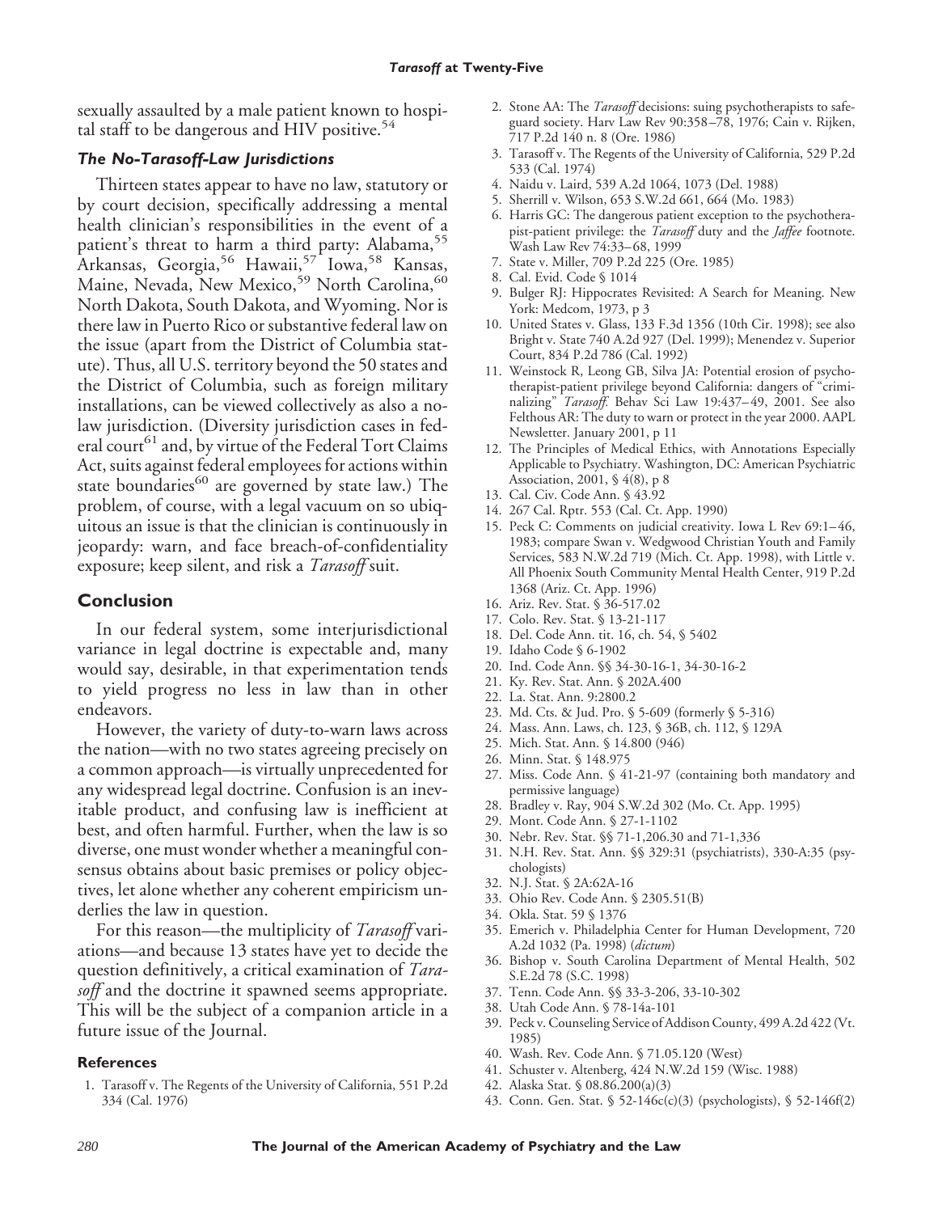sexually assaulted by a male patient known to hospital staff to be dangerous and HIV positive.[54]

### *The No-Tarasoff-Law Jurisdictions*

Thirteen states appear to have no law, statutory or by court decision, specifically addressing a mental health clinician's responsibilities in the event of a patient's threat to harm a third party: Alabama,[55] Arkansas, Georgia,[56] Hawaii,[57] Iowa,[58] Kansas, Maine, Nevada, New Mexico,[59] North Carolina,[60] North Dakota, South Dakota, and Wyoming. Nor is there law in Puerto Rico or substantive federal law on the issue (apart from the District of Columbia statute). Thus, all U.S. territory beyond the 50 states and the District of Columbia, such as foreign military installations, can be viewed collectively as also a no-law jurisdiction. (Diversity jurisdiction cases in federal court[61] and, by virtue of the Federal Tort Claims Act, suits against federal employees for actions within state boundaries[60] are governed by state law.) The problem, of course, with a legal vacuum on so ubiquitous an issue is that the clinician is continuously in jeopardy: warn, and face breach-of-confidentiality exposure; keep silent, and risk a *Tarasoff* suit.

## Conclusion

In our federal system, some interjurisdictional variance in legal doctrine is expectable and, many would say, desirable, in that experimentation tends to yield progress no less in law than in other endeavors.

However, the variety of duty-to-warn laws across the nation—with no two states agreeing precisely on a common approach—is virtually unprecedented for any widespread legal doctrine. Confusion is an inevitable product, and confusing law is inefficient at best, and often harmful. Further, when the law is so diverse, one must wonder whether a meaningful consensus obtains about basic premises or policy objectives, let alone whether any coherent empiricism underlies the law in question.

For this reason—the multiplicity of *Tarasoff* variations—and because 13 states have yet to decide the question definitively, a critical examination of *Tarasoff* and the doctrine it spawned seems appropriate. This will be the subject of a companion article in a future issue of the Journal.

### References

1. Tarasoff v. The Regents of the University of California, 551 P.2d 334 (Cal. 1976)
2. Stone AA: The *Tarasoff* decisions: suing psychotherapists to safeguard society. Harv Law Rev 90:358–78, 1976; Cain v. Rijken, 717 P.2d 140 n. 8 (Ore. 1986)
3. Tarasoff v. The Regents of the University of California, 529 P.2d 533 (Cal. 1974)
4. Naidu v. Laird, 539 A.2d 1064, 1073 (Del. 1988)
5. Sherrill v. Wilson, 653 S.W.2d 661, 664 (Mo. 1983)
6. Harris GC: The dangerous patient exception to the psychotherapist-patient privilege: the *Tarasoff* duty and the *Jaffee* footnote. Wash Law Rev 74:33–68, 1999
7. State v. Miller, 709 P.2d 225 (Ore. 1985)
8. Cal. Evid. Code § 1014
9. Bulger RJ: Hippocrates Revisited: A Search for Meaning. New York: Medcom, 1973, p 3
10. United States v. Glass, 133 F.3d 1356 (10th Cir. 1998); see also Bright v. State 740 A.2d 927 (Del. 1999); Menendez v. Superior Court, 834 P.2d 786 (Cal. 1992)
11. Weinstock R, Leong GB, Silva JA: Potential erosion of psychotherapist-patient privilege beyond California: dangers of "criminalizing" *Tarasoff*. Behav Sci Law 19:437–49, 2001. See also Felthous AR: The duty to warn or protect in the year 2000. AAPL Newsletter. January 2001, p 11
12. The Principles of Medical Ethics, with Annotations Especially Applicable to Psychiatry. Washington, DC: American Psychiatric Association, 2001, § 4(8), p 8
13. Cal. Civ. Code Ann. § 43.92
14. 267 Cal. Rptr. 553 (Cal. Ct. App. 1990)
15. Peck C: Comments on judicial creativity. Iowa L Rev 69:1–46, 1983; compare Swan v. Wedgwood Christian Youth and Family Services, 583 N.W.2d 719 (Mich. Ct. App. 1998), with Little v. All Phoenix South Community Mental Health Center, 919 P.2d 1368 (Ariz. Ct. App. 1996)
16. Ariz. Rev. Stat. § 36-517.02
17. Colo. Rev. Stat. § 13-21-117
18. Del. Code Ann. tit. 16, ch. 54, § 5402
19. Idaho Code § 6-1902
20. Ind. Code Ann. §§ 34-30-16-1, 34-30-16-2
21. Ky. Rev. Stat. Ann. § 202A.400
22. La. Stat. Ann. 9:2800.2
23. Md. Cts. & Jud. Pro. § 5-609 (formerly § 5-316)
24. Mass. Ann. Laws, ch. 123, § 36B, ch. 112, § 129A
25. Mich. Stat. Ann. § 14.800 (946)
26. Minn. Stat. § 148.975
27. Miss. Code Ann. § 41-21-97 (containing both mandatory and permissive language)
28. Bradley v. Ray, 904 S.W.2d 302 (Mo. Ct. App. 1995)
29. Mont. Code Ann. § 27-1-1102
30. Nebr. Rev. Stat. §§ 71-1,206.30 and 71-1,336
31. N.H. Rev. Stat. Ann. §§ 329:31 (psychiatrists), 330-A:35 (psychologists)
32. N.J. Stat. § 2A:62A-16
33. Ohio Rev. Code Ann. § 2305.51(B)
34. Okla. Stat. 59 § 1376
35. Emerich v. Philadelphia Center for Human Development, 720 A.2d 1032 (Pa. 1998) (*dictum*)
36. Bishop v. South Carolina Department of Mental Health, 502 S.E.2d 78 (S.C. 1998)
37. Tenn. Code Ann. §§ 33-3-206, 33-10-302
38. Utah Code Ann. § 78-14a-101
39. Peck v. Counseling Service of Addison County, 499 A.2d 422 (Vt. 1985)
40. Wash. Rev. Code Ann. § 71.05.120 (West)
41. Schuster v. Altenberg, 424 N.W.2d 159 (Wisc. 1988)
42. Alaska Stat. § 08.86.200(a)(3)
43. Conn. Gen. Stat. § 52-146c(c)(3) (psychologists), § 52-146f(2)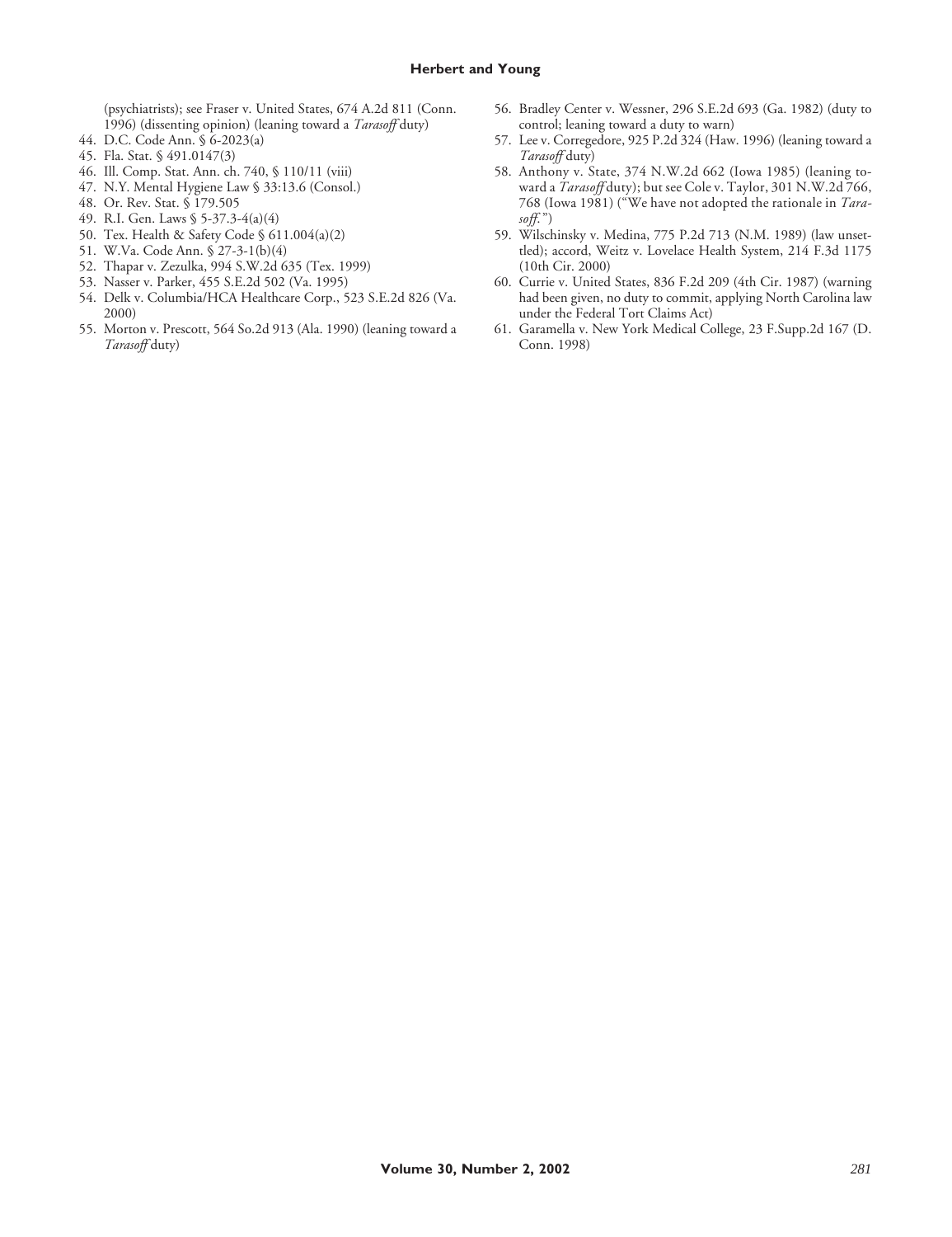(psychiatrists); see Fraser v. United States, 674 A.2d 811 (Conn. 1996) (dissenting opinion) (leaning toward a *Tarasoff* duty)

44. D.C. Code Ann. § 6-2023(a)
45. Fla. Stat. § 491.0147(3)
46. Ill. Comp. Stat. Ann. ch. 740, § 110/11 (viii)
47. N.Y. Mental Hygiene Law § 33:13.6 (Consol.)
48. Or. Rev. Stat. § 179.505
49. R.I. Gen. Laws § 5-37.3-4(a)(4)
50. Tex. Health & Safety Code § 611.004(a)(2)
51. W.Va. Code Ann. § 27-3-1(b)(4)
52. Thapar v. Zezulka, 994 S.W.2d 635 (Tex. 1999)
53. Nasser v. Parker, 455 S.E.2d 502 (Va. 1995)
54. Delk v. Columbia/HCA Healthcare Corp., 523 S.E.2d 826 (Va. 2000)
55. Morton v. Prescott, 564 So.2d 913 (Ala. 1990) (leaning toward a *Tarasoff* duty)
56. Bradley Center v. Wessner, 296 S.E.2d 693 (Ga. 1982) (duty to control; leaning toward a duty to warn)
57. Lee v. Corregedore, 925 P.2d 324 (Haw. 1996) (leaning toward a *Tarasoff* duty)
58. Anthony v. State, 374 N.W.2d 662 (Iowa 1985) (leaning toward a *Tarasoff* duty); but see Cole v. Taylor, 301 N.W.2d 766, 768 (Iowa 1981) ("We have not adopted the rationale in *Tarasoff*.")
59. Wilschinsky v. Medina, 775 P.2d 713 (N.M. 1989) (law unsettled); accord, Weitz v. Lovelace Health System, 214 F.3d 1175 (10th Cir. 2000)
60. Currie v. United States, 836 F.2d 209 (4th Cir. 1987) (warning had been given, no duty to commit, applying North Carolina law under the Federal Tort Claims Act)
61. Garamella v. New York Medical College, 23 F.Supp.2d 167 (D. Conn. 1998)